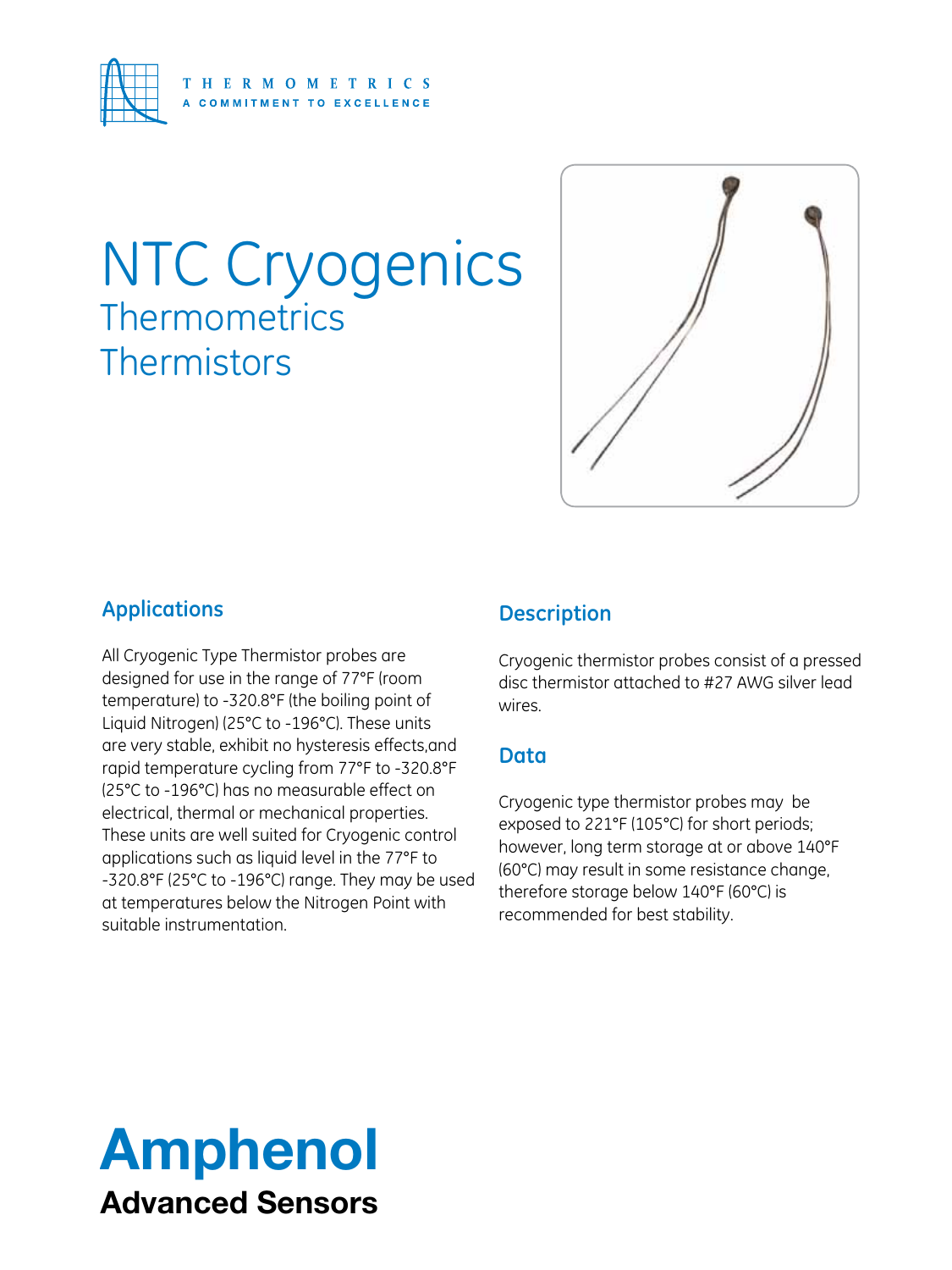THERMOMETRICS
A COMMITMENT TO EXCELLENCE

# NTC Cryogenics

## Thermometrics Thermistors

## Applications

All Cryogenic Type Thermistor probes are designed for use in the range of 77°F (room temperature) to -320.8°F (the boiling point of Liquid Nitrogen) (25°C to -196°C). These units are very stable, exhibit no hysteresis effects,and rapid temperature cycling from 77°F to -320.8°F (25°C to -196°C) has no measurable effect on electrical, thermal or mechanical properties. These units are well suited for Cryogenic control applications such as liquid level in the 77°F to -320.8°F (25°C to -196°C) range. They may be used at temperatures below the Nitrogen Point with suitable instrumentation.

## Description

Cryogenic thermistor probes consist of a pressed disc thermistor attached to #27 AWG silver lead wires.

## Data

Cryogenic type thermistor probes may be exposed to 221°F (105°C) for short periods; however, long term storage at or above 140°F (60°C) may result in some resistance change, therefore storage below 140°F (60°C) is recommended for best stability.

**Amphenol**
**Advanced Sensors**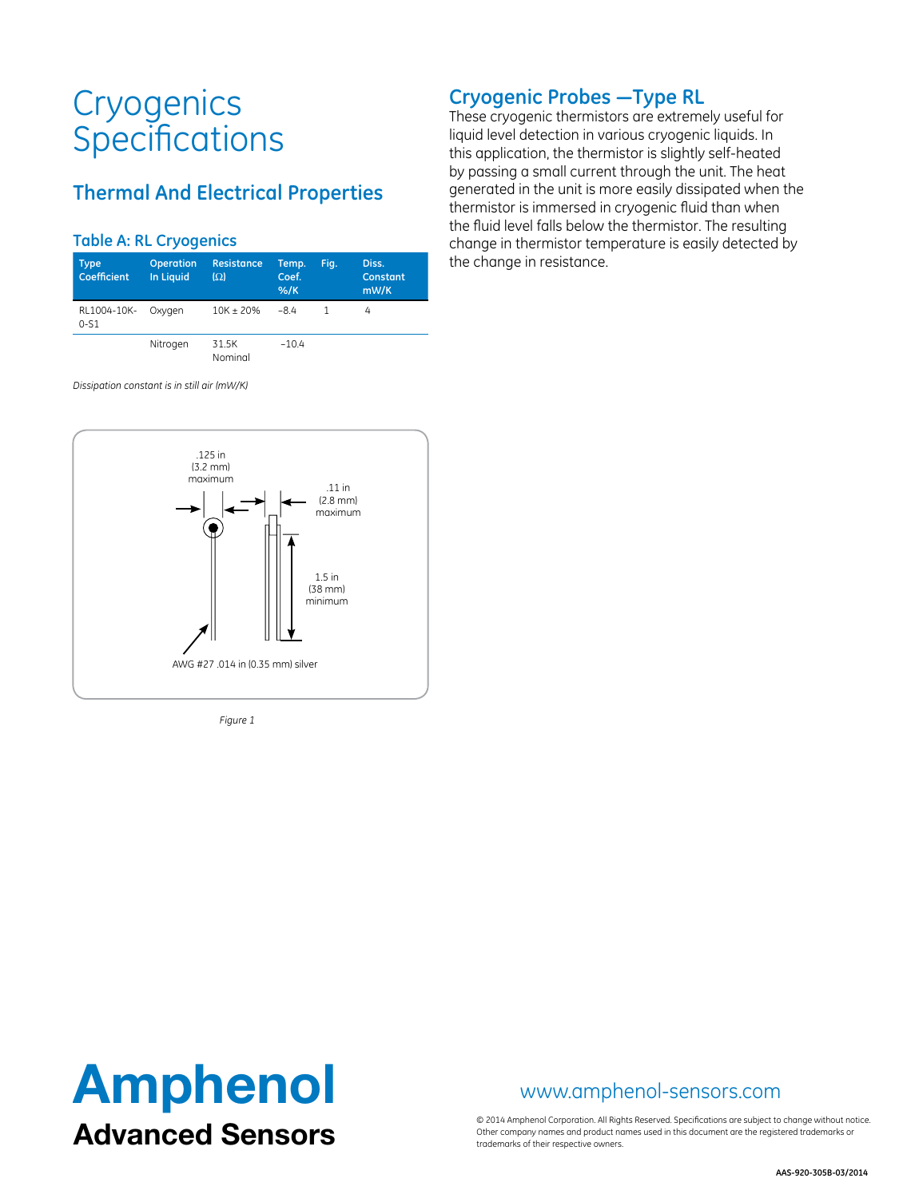# Cryogenics Specifications

## Thermal And Electrical Properties

### Table A: RL Cryogenics

| Type Coefficient | Operation In Liquid | Resistance (Ω) | Temp. Coef. %/K | Fig. | Diss. Constant mW/K |
|---|---|---|---|---|---|
| RL1004-10K-0-S1 | Oxygen | 10K ± 20% | −8.4 | 1 | 4 |
| | Nitrogen | 31.5K Nominal | −10.4 | | |

*Dissipation constant is in still air (mW/K)*

.125 in
(3.2 mm)
maximum

.11 in
(2.8 mm)
maximum

1.5 in
(38 mm)
minimum

AWG #27 .014 in (0.35 mm) silver

*Figure 1*

## Cryogenic Probes —Type RL

These cryogenic thermistors are extremely useful for liquid level detection in various cryogenic liquids. In this application, the thermistor is slightly self-heated by passing a small current through the unit. The heat generated in the unit is more easily dissipated when the thermistor is immersed in cryogenic fluid than when the fluid level falls below the thermistor. The resulting change in thermistor temperature is easily detected by the change in resistance.

**Amphenol**
**Advanced Sensors**

www.amphenol-sensors.com

© 2014 Amphenol Corporation. All Rights Reserved. Specifications are subject to change without notice. Other company names and product names used in this document are the registered trademarks or trademarks of their respective owners.

AAS-920-305B-03/2014